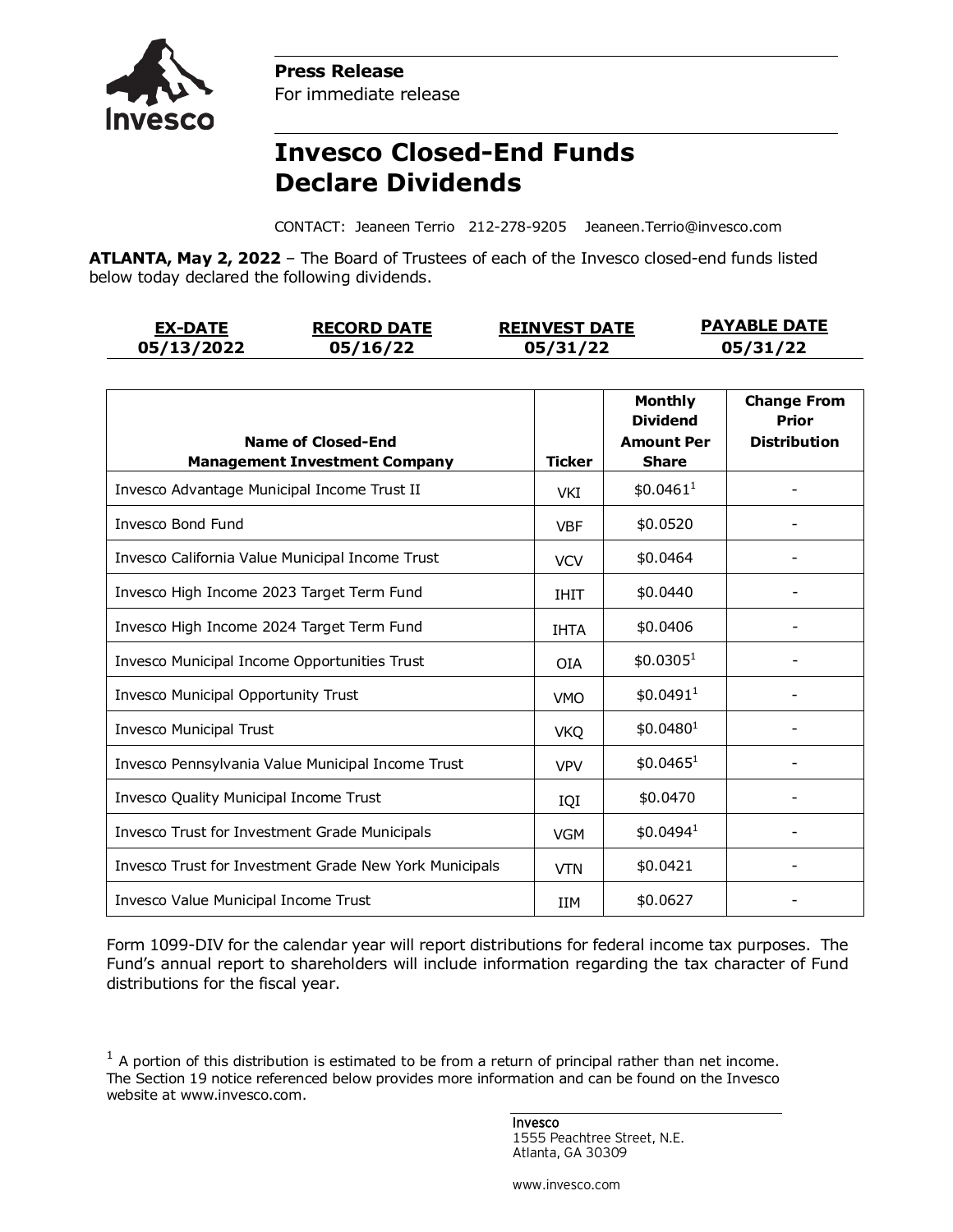**Press Release**
For immediate release

# Invesco Closed-End Funds Declare Dividends

CONTACT: Jeaneen Terrio 212-278-9205 Jeaneen.Terrio@invesco.com

**ATLANTA, May 2, 2022** – The Board of Trustees of each of the Invesco closed-end funds listed below today declared the following dividends.

| EX-DATE | RECORD DATE | REINVEST DATE | PAYABLE DATE |
|---|---|---|---|
| 05/13/2022 | 05/16/22 | 05/31/22 | 05/31/22 |

| Name of Closed-End Management Investment Company | Ticker | Monthly Dividend Amount Per Share | Change From Prior Distribution |
|---|---|---|---|
| Invesco Advantage Municipal Income Trust II | VKI | $0.0461[1] | - |
| Invesco Bond Fund | VBF | $0.0520 | - |
| Invesco California Value Municipal Income Trust | VCV | $0.0464 | - |
| Invesco High Income 2023 Target Term Fund | IHIT | $0.0440 | - |
| Invesco High Income 2024 Target Term Fund | IHTA | $0.0406 | - |
| Invesco Municipal Income Opportunities Trust | OIA | $0.0305[1] | - |
| Invesco Municipal Opportunity Trust | VMO | $0.0491[1] | - |
| Invesco Municipal Trust | VKQ | $0.0480[1] | - |
| Invesco Pennsylvania Value Municipal Income Trust | VPV | $0.0465[1] | - |
| Invesco Quality Municipal Income Trust | IQI | $0.0470 | - |
| Invesco Trust for Investment Grade Municipals | VGM | $0.0494[1] | - |
| Invesco Trust for Investment Grade New York Municipals | VTN | $0.0421 | - |
| Invesco Value Municipal Income Trust | IIM | $0.0627 | - |

Form 1099-DIV for the calendar year will report distributions for federal income tax purposes. The Fund's annual report to shareholders will include information regarding the tax character of Fund distributions for the fiscal year.

[1] A portion of this distribution is estimated to be from a return of principal rather than net income. The Section 19 notice referenced below provides more information and can be found on the Invesco website at www.invesco.com.

Invesco
1555 Peachtree Street, N.E.
Atlanta, GA 30309

www.invesco.com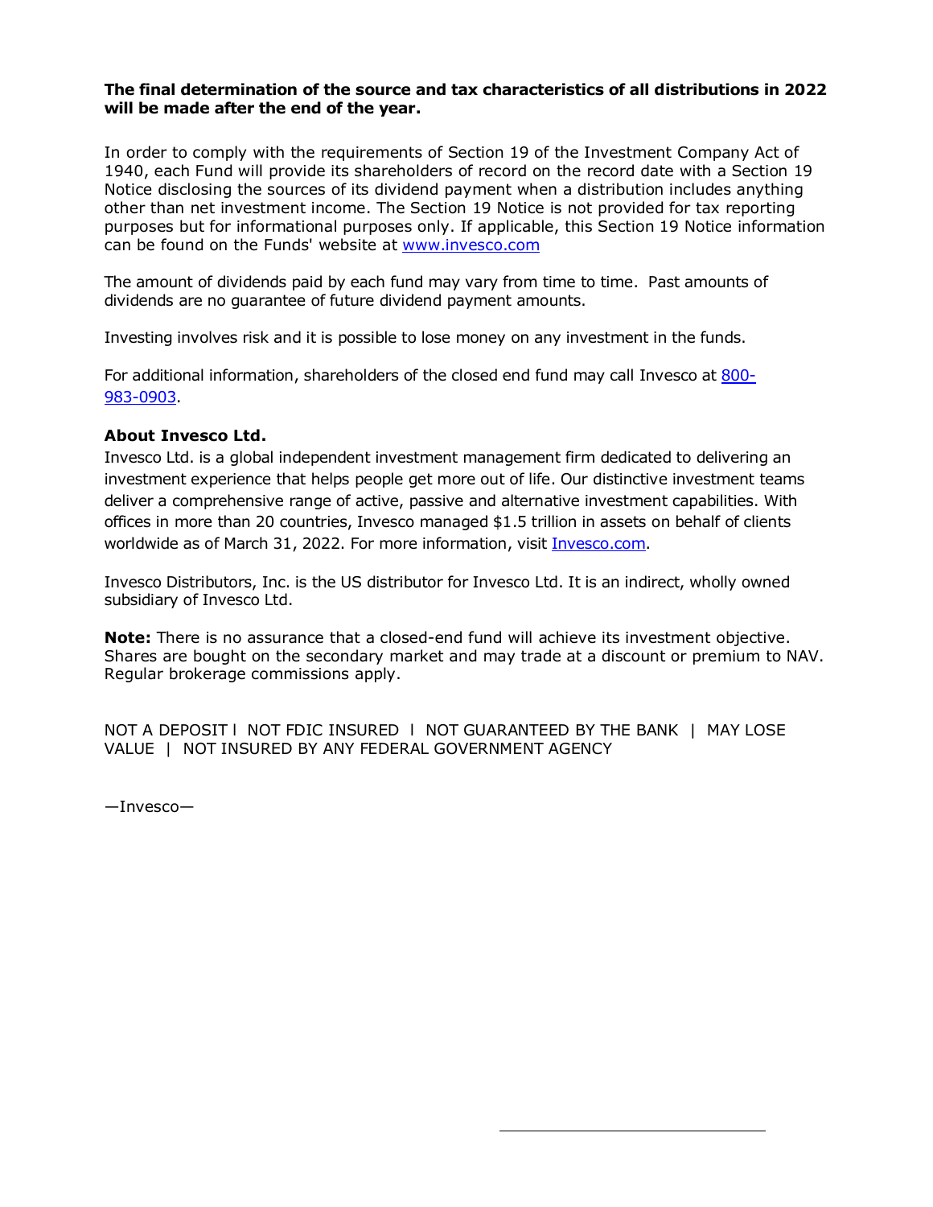**The final determination of the source and tax characteristics of all distributions in 2022 will be made after the end of the year.**

In order to comply with the requirements of Section 19 of the Investment Company Act of 1940, each Fund will provide its shareholders of record on the record date with a Section 19 Notice disclosing the sources of its dividend payment when a distribution includes anything other than net investment income. The Section 19 Notice is not provided for tax reporting purposes but for informational purposes only. If applicable, this Section 19 Notice information can be found on the Funds' website at [www.invesco.com](http://www.invesco.com)

The amount of dividends paid by each fund may vary from time to time. Past amounts of dividends are no guarantee of future dividend payment amounts.

Investing involves risk and it is possible to lose money on any investment in the funds.

For additional information, shareholders of the closed end fund may call Invesco at 800-983-0903.

**About Invesco Ltd.**
Invesco Ltd. is a global independent investment management firm dedicated to delivering an investment experience that helps people get more out of life. Our distinctive investment teams deliver a comprehensive range of active, passive and alternative investment capabilities. With offices in more than 20 countries, Invesco managed $1.5 trillion in assets on behalf of clients worldwide as of March 31, 2022. For more information, visit [Invesco.com](http://Invesco.com).

Invesco Distributors, Inc. is the US distributor for Invesco Ltd. It is an indirect, wholly owned subsidiary of Invesco Ltd.

**Note:** There is no assurance that a closed-end fund will achieve its investment objective. Shares are bought on the secondary market and may trade at a discount or premium to NAV. Regular brokerage commissions apply.

NOT A DEPOSIT l NOT FDIC INSURED l NOT GUARANTEED BY THE BANK | MAY LOSE VALUE | NOT INSURED BY ANY FEDERAL GOVERNMENT AGENCY

—Invesco—